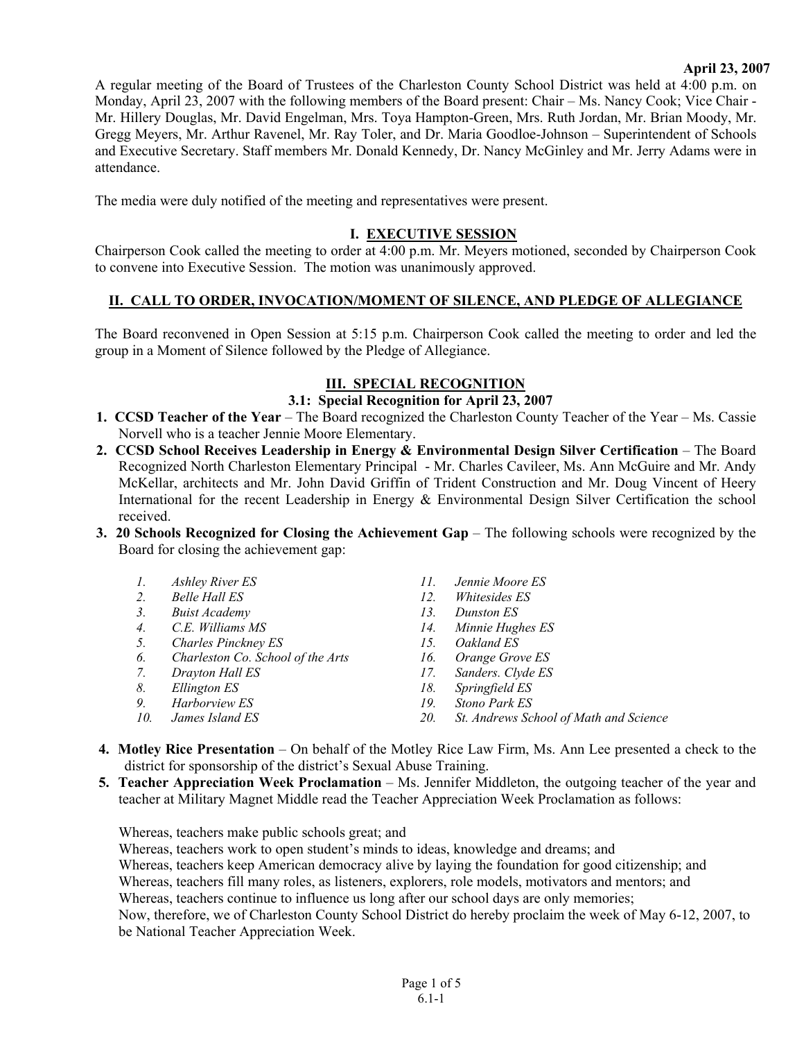**April 23, 2007**

A regular meeting of the Board of Trustees of the Charleston County School District was held at 4:00 p.m. on Monday, April 23, 2007 with the following members of the Board present: Chair – Ms. Nancy Cook; Vice Chair - Mr. Hillery Douglas, Mr. David Engelman, Mrs. Toya Hampton-Green, Mrs. Ruth Jordan, Mr. Brian Moody, Mr. Gregg Meyers, Mr. Arthur Ravenel, Mr. Ray Toler, and Dr. Maria Goodloe-Johnson – Superintendent of Schools and Executive Secretary. Staff members Mr. Donald Kennedy, Dr. Nancy McGinley and Mr. Jerry Adams were in attendance.

The media were duly notified of the meeting and representatives were present.

## I. EXECUTIVE SESSION

Chairperson Cook called the meeting to order at 4:00 p.m. Mr. Meyers motioned, seconded by Chairperson Cook to convene into Executive Session. The motion was unanimously approved.

## II. CALL TO ORDER, INVOCATION/MOMENT OF SILENCE, AND PLEDGE OF ALLEGIANCE

The Board reconvened in Open Session at 5:15 p.m. Chairperson Cook called the meeting to order and led the group in a Moment of Silence followed by the Pledge of Allegiance.

## III. SPECIAL RECOGNITION

### 3.1: Special Recognition for April 23, 2007

1. **CCSD Teacher of the Year** – The Board recognized the Charleston County Teacher of the Year – Ms. Cassie Norvell who is a teacher Jennie Moore Elementary.
2. **CCSD School Receives Leadership in Energy & Environmental Design Silver Certification** – The Board Recognized North Charleston Elementary Principal - Mr. Charles Cavileer, Ms. Ann McGuire and Mr. Andy McKellar, architects and Mr. John David Griffin of Trident Construction and Mr. Doug Vincent of Heery International for the recent Leadership in Energy & Environmental Design Silver Certification the school received.
3. **20 Schools Recognized for Closing the Achievement Gap** – The following schools were recognized by the Board for closing the achievement gap:

   1. *Ashley River ES*
   2. *Belle Hall ES*
   3. *Buist Academy*
   4. *C.E. Williams MS*
   5. *Charles Pinckney ES*
   6. *Charleston Co. School of the Arts*
   7. *Drayton Hall ES*
   8. *Ellington ES*
   9. *Harborview ES*
   10. *James Island ES*
   11. *Jennie Moore ES*
   12. *Whitesides ES*
   13. *Dunston ES*
   14. *Minnie Hughes ES*
   15. *Oakland ES*
   16. *Orange Grove ES*
   17. *Sanders. Clyde ES*
   18. *Springfield ES*
   19. *Stono Park ES*
   20. *St. Andrews School of Math and Science*

4. **Motley Rice Presentation** – On behalf of the Motley Rice Law Firm, Ms. Ann Lee presented a check to the district for sponsorship of the district's Sexual Abuse Training.
5. **Teacher Appreciation Week Proclamation** – Ms. Jennifer Middleton, the outgoing teacher of the year and teacher at Military Magnet Middle read the Teacher Appreciation Week Proclamation as follows:

   Whereas, teachers make public schools great; and
   Whereas, teachers work to open student's minds to ideas, knowledge and dreams; and
   Whereas, teachers keep American democracy alive by laying the foundation for good citizenship; and
   Whereas, teachers fill many roles, as listeners, explorers, role models, motivators and mentors; and
   Whereas, teachers continue to influence us long after our school days are only memories;
   Now, therefore, we of Charleston County School District do hereby proclaim the week of May 6-12, 2007, to be National Teacher Appreciation Week.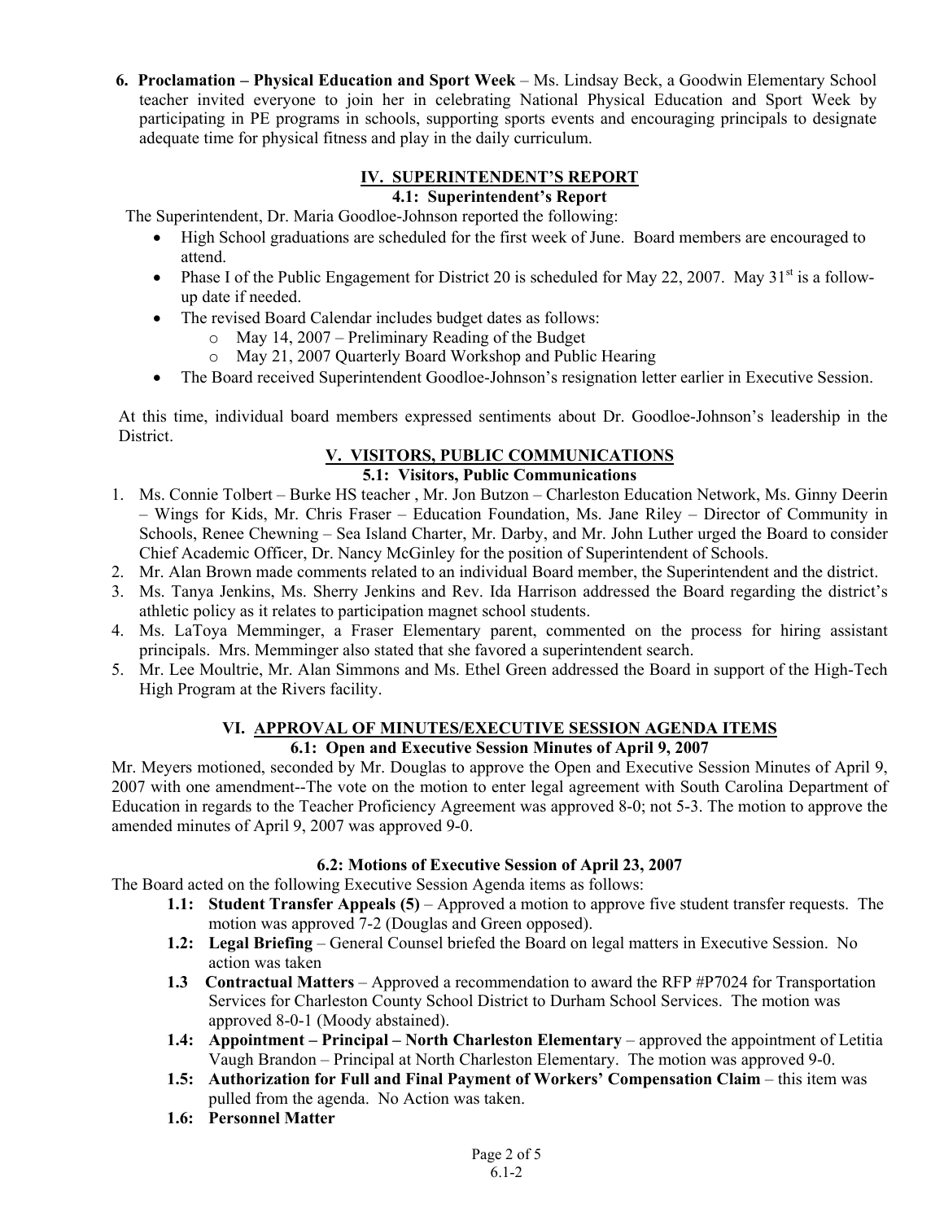**6. Proclamation – Physical Education and Sport Week** – Ms. Lindsay Beck, a Goodwin Elementary School teacher invited everyone to join her in celebrating National Physical Education and Sport Week by participating in PE programs in schools, supporting sports events and encouraging principals to designate adequate time for physical fitness and play in the daily curriculum.

## IV. SUPERINTENDENT'S REPORT

### 4.1: Superintendent's Report

The Superintendent, Dr. Maria Goodloe-Johnson reported the following:

- High School graduations are scheduled for the first week of June. Board members are encouraged to attend.
- Phase I of the Public Engagement for District 20 is scheduled for May 22, 2007. May 31st is a follow-up date if needed.
- The revised Board Calendar includes budget dates as follows:
  - May 14, 2007 – Preliminary Reading of the Budget
  - May 21, 2007 Quarterly Board Workshop and Public Hearing
- The Board received Superintendent Goodloe-Johnson's resignation letter earlier in Executive Session.

At this time, individual board members expressed sentiments about Dr. Goodloe-Johnson's leadership in the District.

## V. VISITORS, PUBLIC COMMUNICATIONS

### 5.1: Visitors, Public Communications

1. Ms. Connie Tolbert – Burke HS teacher , Mr. Jon Butzon – Charleston Education Network, Ms. Ginny Deerin – Wings for Kids, Mr. Chris Fraser – Education Foundation, Ms. Jane Riley – Director of Community in Schools, Renee Chewning – Sea Island Charter, Mr. Darby, and Mr. John Luther urged the Board to consider Chief Academic Officer, Dr. Nancy McGinley for the position of Superintendent of Schools.
2. Mr. Alan Brown made comments related to an individual Board member, the Superintendent and the district.
3. Ms. Tanya Jenkins, Ms. Sherry Jenkins and Rev. Ida Harrison addressed the Board regarding the district's athletic policy as it relates to participation magnet school students.
4. Ms. LaToya Memminger, a Fraser Elementary parent, commented on the process for hiring assistant principals. Mrs. Memminger also stated that she favored a superintendent search.
5. Mr. Lee Moultrie, Mr. Alan Simmons and Ms. Ethel Green addressed the Board in support of the High-Tech High Program at the Rivers facility.

## VI. APPROVAL OF MINUTES/EXECUTIVE SESSION AGENDA ITEMS

### 6.1: Open and Executive Session Minutes of April 9, 2007

Mr. Meyers motioned, seconded by Mr. Douglas to approve the Open and Executive Session Minutes of April 9, 2007 with one amendment--The vote on the motion to enter legal agreement with South Carolina Department of Education in regards to the Teacher Proficiency Agreement was approved 8-0; not 5-3. The motion to approve the amended minutes of April 9, 2007 was approved 9-0.

### 6.2: Motions of Executive Session of April 23, 2007

The Board acted on the following Executive Session Agenda items as follows:

- **1.1: Student Transfer Appeals (5)** – Approved a motion to approve five student transfer requests. The motion was approved 7-2 (Douglas and Green opposed).
- **1.2: Legal Briefing** – General Counsel briefed the Board on legal matters in Executive Session. No action was taken
- **1.3 Contractual Matters** – Approved a recommendation to award the RFP #P7024 for Transportation Services for Charleston County School District to Durham School Services. The motion was approved 8-0-1 (Moody abstained).
- **1.4: Appointment – Principal – North Charleston Elementary** – approved the appointment of Letitia Vaugh Brandon – Principal at North Charleston Elementary. The motion was approved 9-0.
- **1.5: Authorization for Full and Final Payment of Workers' Compensation Claim** – this item was pulled from the agenda. No Action was taken.
- **1.6: Personnel Matter**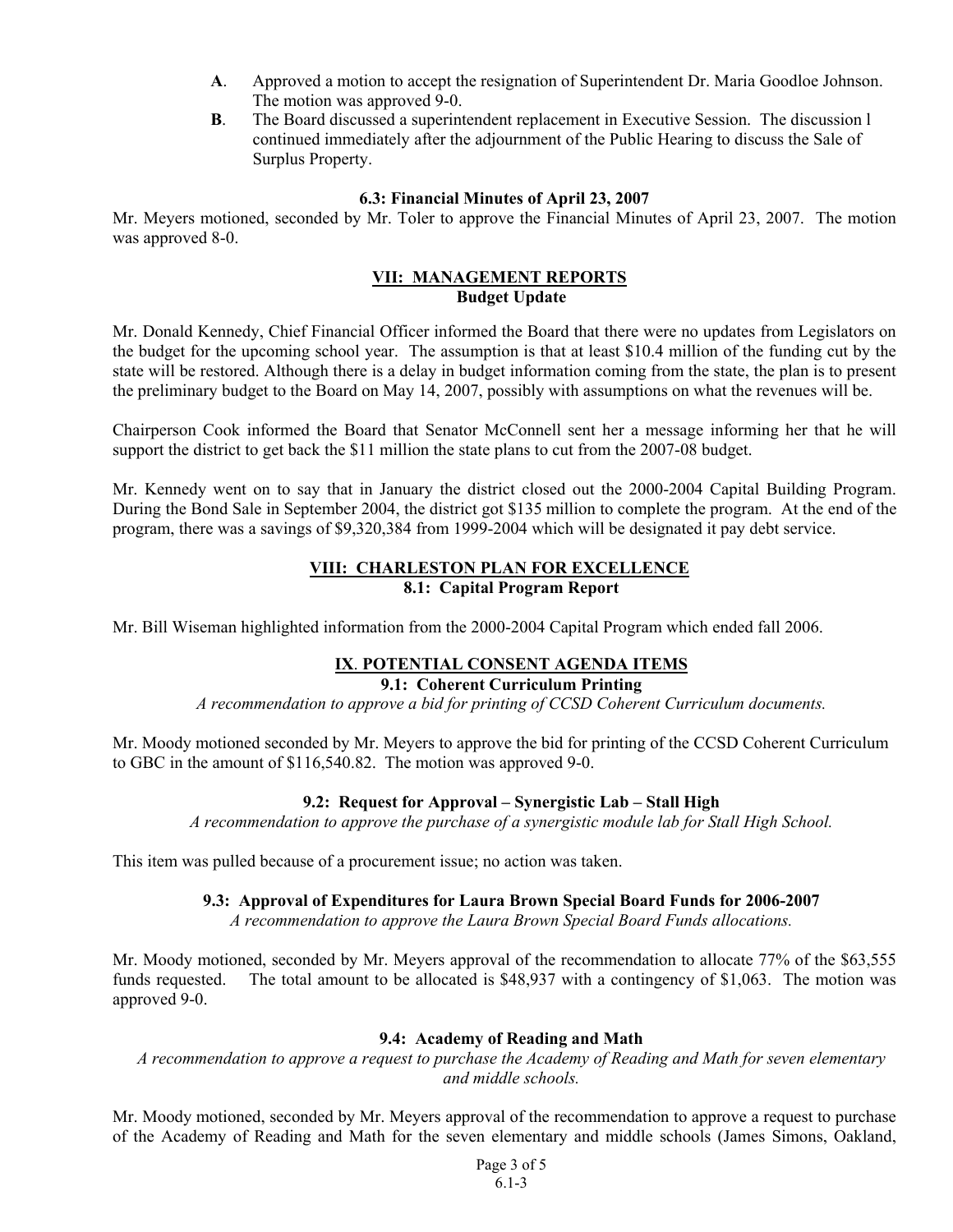**A**. Approved a motion to accept the resignation of Superintendent Dr. Maria Goodloe Johnson. The motion was approved 9-0.

**B**. The Board discussed a superintendent replacement in Executive Session. The discussion l continued immediately after the adjournment of the Public Hearing to discuss the Sale of Surplus Property.

**6.3: Financial Minutes of April 23, 2007**

Mr. Meyers motioned, seconded by Mr. Toler to approve the Financial Minutes of April 23, 2007. The motion was approved 8-0.

## VII: MANAGEMENT REPORTS

**Budget Update**

Mr. Donald Kennedy, Chief Financial Officer informed the Board that there were no updates from Legislators on the budget for the upcoming school year. The assumption is that at least $10.4 million of the funding cut by the state will be restored. Although there is a delay in budget information coming from the state, the plan is to present the preliminary budget to the Board on May 14, 2007, possibly with assumptions on what the revenues will be.

Chairperson Cook informed the Board that Senator McConnell sent her a message informing her that he will support the district to get back the $11 million the state plans to cut from the 2007-08 budget.

Mr. Kennedy went on to say that in January the district closed out the 2000-2004 Capital Building Program. During the Bond Sale in September 2004, the district got $135 million to complete the program. At the end of the program, there was a savings of $9,320,384 from 1999-2004 which will be designated it pay debt service.

## VIII: CHARLESTON PLAN FOR EXCELLENCE

**8.1: Capital Program Report**

Mr. Bill Wiseman highlighted information from the 2000-2004 Capital Program which ended fall 2006.

## IX. POTENTIAL CONSENT AGENDA ITEMS

**9.1: Coherent Curriculum Printing**

*A recommendation to approve a bid for printing of CCSD Coherent Curriculum documents.*

Mr. Moody motioned seconded by Mr. Meyers to approve the bid for printing of the CCSD Coherent Curriculum to GBC in the amount of $116,540.82. The motion was approved 9-0.

**9.2: Request for Approval – Synergistic Lab – Stall High**

*A recommendation to approve the purchase of a synergistic module lab for Stall High School.*

This item was pulled because of a procurement issue; no action was taken.

**9.3: Approval of Expenditures for Laura Brown Special Board Funds for 2006-2007**

*A recommendation to approve the Laura Brown Special Board Funds allocations.*

Mr. Moody motioned, seconded by Mr. Meyers approval of the recommendation to allocate 77% of the $63,555 funds requested. The total amount to be allocated is $48,937 with a contingency of $1,063. The motion was approved 9-0.

**9.4: Academy of Reading and Math**

*A recommendation to approve a request to purchase the Academy of Reading and Math for seven elementary and middle schools.*

Mr. Moody motioned, seconded by Mr. Meyers approval of the recommendation to approve a request to purchase of the Academy of Reading and Math for the seven elementary and middle schools (James Simons, Oakland,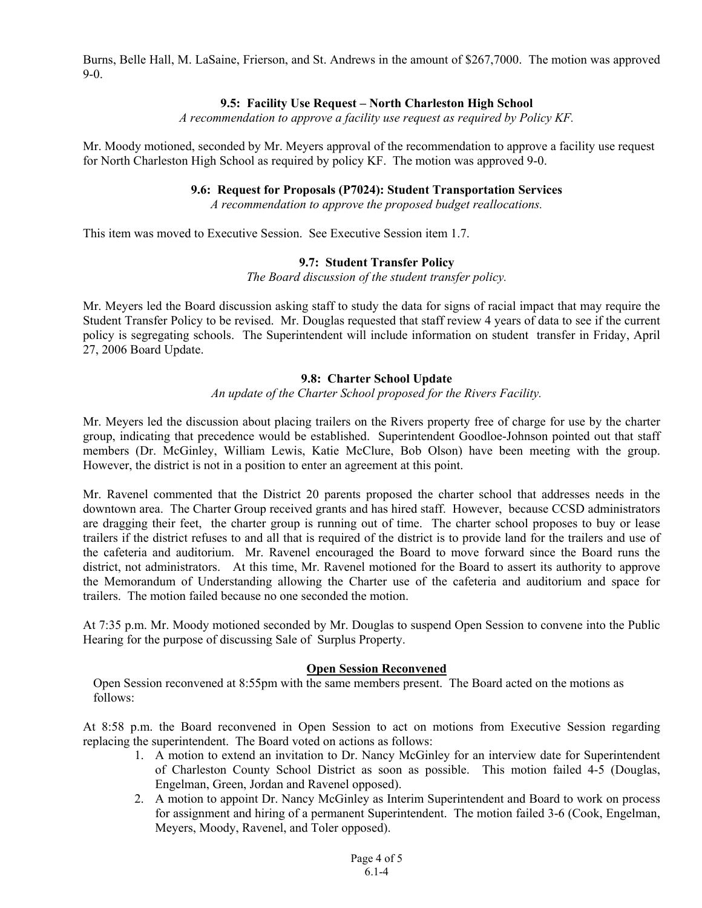Burns, Belle Hall, M. LaSaine, Frierson, and St. Andrews in the amount of $267,7000. The motion was approved 9-0.

### 9.5: Facility Use Request – North Charleston High School

*A recommendation to approve a facility use request as required by Policy KF.*

Mr. Moody motioned, seconded by Mr. Meyers approval of the recommendation to approve a facility use request for North Charleston High School as required by policy KF. The motion was approved 9-0.

### 9.6: Request for Proposals (P7024): Student Transportation Services

*A recommendation to approve the proposed budget reallocations.*

This item was moved to Executive Session. See Executive Session item 1.7.

### 9.7: Student Transfer Policy

*The Board discussion of the student transfer policy.*

Mr. Meyers led the Board discussion asking staff to study the data for signs of racial impact that may require the Student Transfer Policy to be revised. Mr. Douglas requested that staff review 4 years of data to see if the current policy is segregating schools. The Superintendent will include information on student transfer in Friday, April 27, 2006 Board Update.

### 9.8: Charter School Update

*An update of the Charter School proposed for the Rivers Facility.*

Mr. Meyers led the discussion about placing trailers on the Rivers property free of charge for use by the charter group, indicating that precedence would be established. Superintendent Goodloe-Johnson pointed out that staff members (Dr. McGinley, William Lewis, Katie McClure, Bob Olson) have been meeting with the group. However, the district is not in a position to enter an agreement at this point.

Mr. Ravenel commented that the District 20 parents proposed the charter school that addresses needs in the downtown area. The Charter Group received grants and has hired staff. However, because CCSD administrators are dragging their feet, the charter group is running out of time. The charter school proposes to buy or lease trailers if the district refuses to and all that is required of the district is to provide land for the trailers and use of the cafeteria and auditorium. Mr. Ravenel encouraged the Board to move forward since the Board runs the district, not administrators. At this time, Mr. Ravenel motioned for the Board to assert its authority to approve the Memorandum of Understanding allowing the Charter use of the cafeteria and auditorium and space for trailers. The motion failed because no one seconded the motion.

At 7:35 p.m. Mr. Moody motioned seconded by Mr. Douglas to suspend Open Session to convene into the Public Hearing for the purpose of discussing Sale of Surplus Property.

### Open Session Reconvened

Open Session reconvened at 8:55pm with the same members present. The Board acted on the motions as follows:

At 8:58 p.m. the Board reconvened in Open Session to act on motions from Executive Session regarding replacing the superintendent. The Board voted on actions as follows:

1. A motion to extend an invitation to Dr. Nancy McGinley for an interview date for Superintendent of Charleston County School District as soon as possible. This motion failed 4-5 (Douglas, Engelman, Green, Jordan and Ravenel opposed).
2. A motion to appoint Dr. Nancy McGinley as Interim Superintendent and Board to work on process for assignment and hiring of a permanent Superintendent. The motion failed 3-6 (Cook, Engelman, Meyers, Moody, Ravenel, and Toler opposed).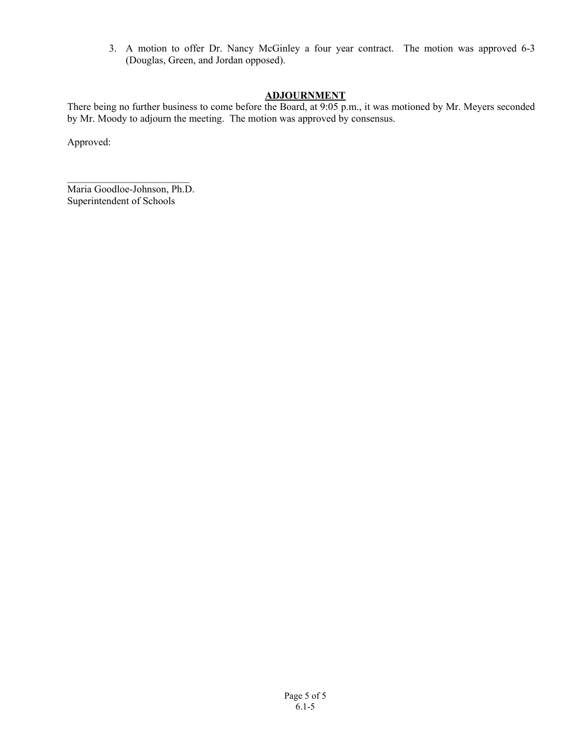3. A motion to offer Dr. Nancy McGinley a four year contract. The motion was approved 6-3 (Douglas, Green, and Jordan opposed).

## ADJOURNMENT

There being no further business to come before the Board, at 9:05 p.m., it was motioned by Mr. Meyers seconded by Mr. Moody to adjourn the meeting. The motion was approved by consensus.

Approved:

\_\_\_\_\_\_\_\_\_\_\_\_\_\_\_\_\_\_\_\_\_\_\_\_\_

Maria Goodloe-Johnson, Ph.D.
Superintendent of Schools